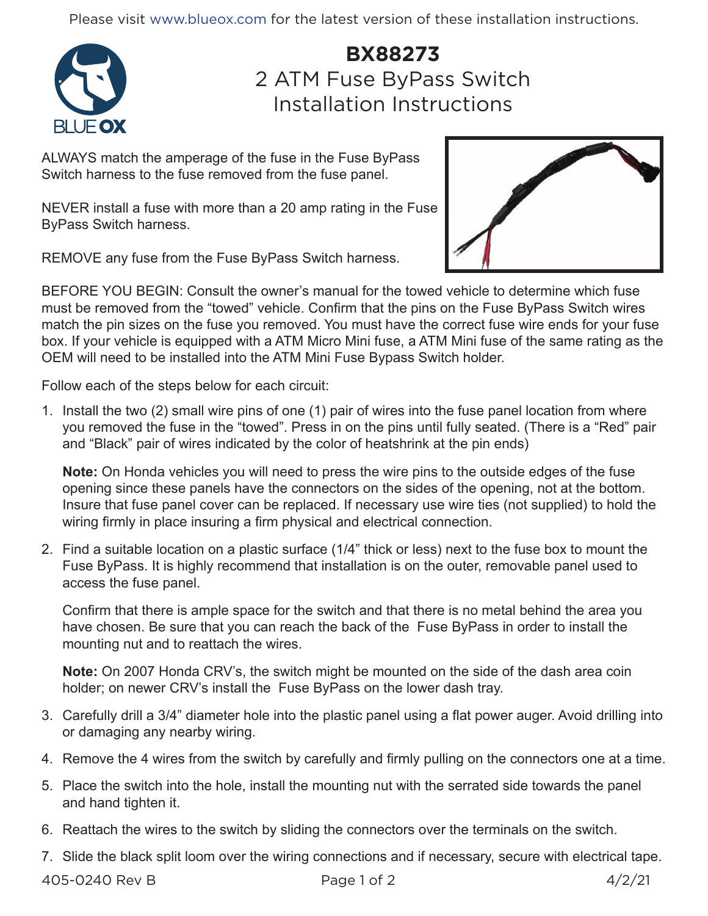Please visit www.blueox.com for the latest version of these installation instructions.

# BX88273

## 2 ATM Fuse ByPass Switch Installation Instructions

ALWAYS match the amperage of the fuse in the Fuse ByPass Switch harness to the fuse removed from the fuse panel.

NEVER install a fuse with more than a 20 amp rating in the Fuse ByPass Switch harness.

REMOVE any fuse from the Fuse ByPass Switch harness.

BEFORE YOU BEGIN: Consult the owner's manual for the towed vehicle to determine which fuse must be removed from the "towed" vehicle. Confirm that the pins on the Fuse ByPass Switch wires match the pin sizes on the fuse you removed. You must have the correct fuse wire ends for your fuse box. If your vehicle is equipped with a ATM Micro Mini fuse, a ATM Mini fuse of the same rating as the OEM will need to be installed into the ATM Mini Fuse Bypass Switch holder.

Follow each of the steps below for each circuit:

1. Install the two (2) small wire pins of one (1) pair of wires into the fuse panel location from where you removed the fuse in the "towed". Press in on the pins until fully seated. (There is a "Red" pair and "Black" pair of wires indicated by the color of heatshrink at the pin ends)

   **Note:** On Honda vehicles you will need to press the wire pins to the outside edges of the fuse opening since these panels have the connectors on the sides of the opening, not at the bottom. Insure that fuse panel cover can be replaced. If necessary use wire ties (not supplied) to hold the wiring firmly in place insuring a firm physical and electrical connection.

2. Find a suitable location on a plastic surface (1/4" thick or less) next to the fuse box to mount the Fuse ByPass. It is highly recommend that installation is on the outer, removable panel used to access the fuse panel.

   Confirm that there is ample space for the switch and that there is no metal behind the area you have chosen. Be sure that you can reach the back of the Fuse ByPass in order to install the mounting nut and to reattach the wires.

   **Note:** On 2007 Honda CRV's, the switch might be mounted on the side of the dash area coin holder; on newer CRV's install the Fuse ByPass on the lower dash tray.

3. Carefully drill a 3/4" diameter hole into the plastic panel using a flat power auger. Avoid drilling into or damaging any nearby wiring.

4. Remove the 4 wires from the switch by carefully and firmly pulling on the connectors one at a time.

5. Place the switch into the hole, install the mounting nut with the serrated side towards the panel and hand tighten it.

6. Reattach the wires to the switch by sliding the connectors over the terminals on the switch.

7. Slide the black split loom over the wiring connections and if necessary, secure with electrical tape.

405-0240 Rev B 4/2/21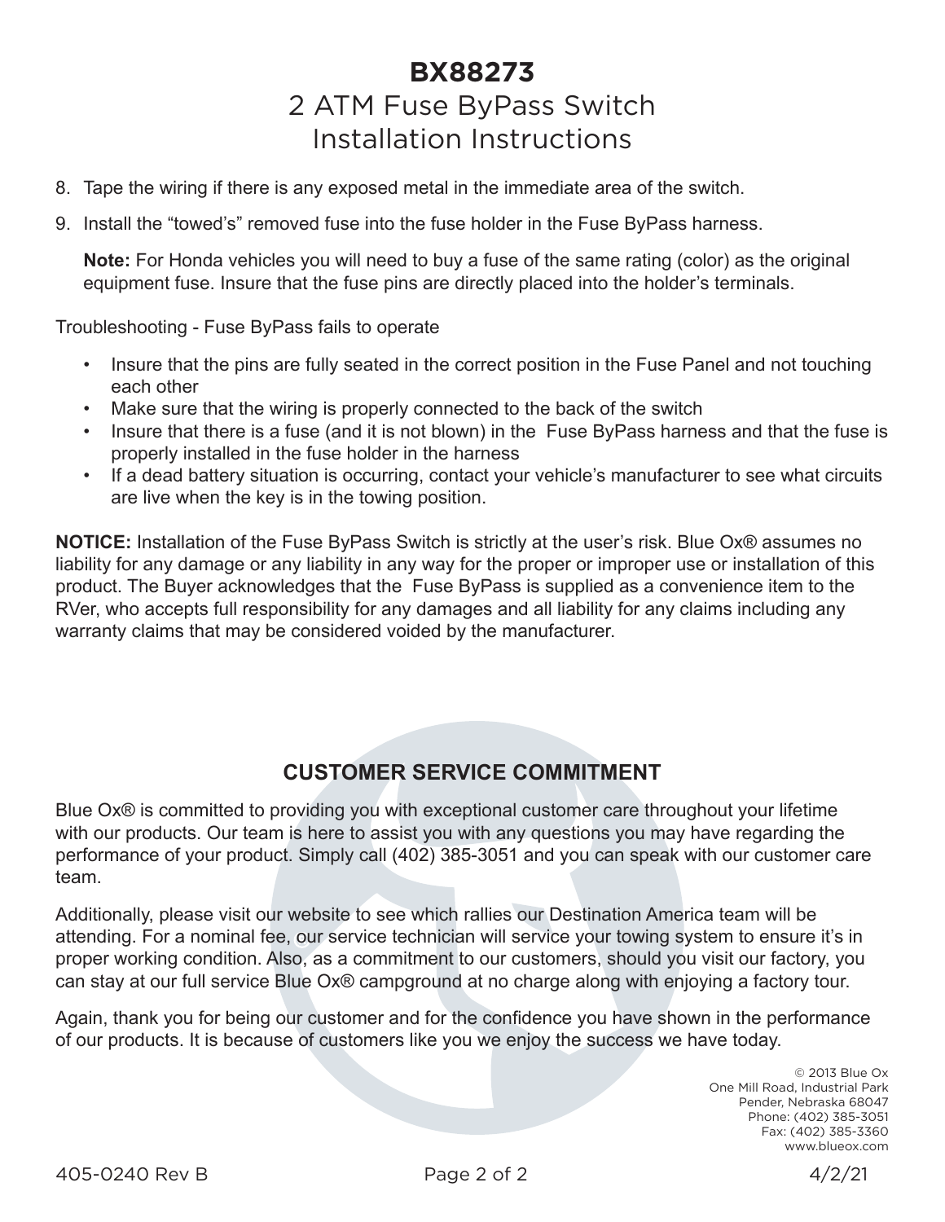# BX88273

## 2 ATM Fuse ByPass Switch Installation Instructions

8. Tape the wiring if there is any exposed metal in the immediate area of the switch.
9. Install the “towed’s” removed fuse into the fuse holder in the Fuse ByPass harness.

   **Note:** For Honda vehicles you will need to buy a fuse of the same rating (color) as the original equipment fuse. Insure that the fuse pins are directly placed into the holder’s terminals.

Troubleshooting - Fuse ByPass fails to operate

- Insure that the pins are fully seated in the correct position in the Fuse Panel and not touching each other
- Make sure that the wiring is properly connected to the back of the switch
- Insure that there is a fuse (and it is not blown) in the Fuse ByPass harness and that the fuse is properly installed in the fuse holder in the harness
- If a dead battery situation is occurring, contact your vehicle’s manufacturer to see what circuits are live when the key is in the towing position.

**NOTICE:** Installation of the Fuse ByPass Switch is strictly at the user’s risk. Blue Ox® assumes no liability for any damage or any liability in any way for the proper or improper use or installation of this product. The Buyer acknowledges that the Fuse ByPass is supplied as a convenience item to the RVer, who accepts full responsibility for any damages and all liability for any claims including any warranty claims that may be considered voided by the manufacturer.

## CUSTOMER SERVICE COMMITMENT

Blue Ox® is committed to providing you with exceptional customer care throughout your lifetime with our products. Our team is here to assist you with any questions you may have regarding the performance of your product. Simply call (402) 385-3051 and you can speak with our customer care team.

Additionally, please visit our website to see which rallies our Destination America team will be attending. For a nominal fee, our service technician will service your towing system to ensure it’s in proper working condition. Also, as a commitment to our customers, should you visit our factory, you can stay at our full service Blue Ox® campground at no charge along with enjoying a factory tour.

Again, thank you for being our customer and for the confidence you have shown in the performance of our products. It is because of customers like you we enjoy the success we have today.

© 2013 Blue Ox
One Mill Road, Industrial Park
Pender, Nebraska 68047
Phone: (402) 385-3051
Fax: (402) 385-3360
www.blueox.com

405-0240 Rev B

4/2/21